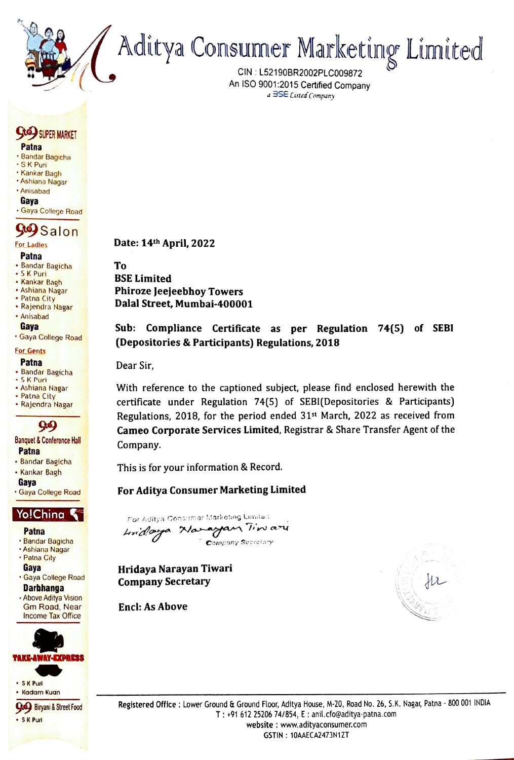# Aditya Consumer Marketing Limited

CIN : L52190BR2002PLC009872
An ISO 9001:2015 Certified Company
a BSE Listed Company

**99 SUPER MARKET**
**Patna**
- Bandar Bagicha
- S K Puri
- Kankar Bagh
- Ashiana Nagar
- Anisabad

**Gaya**
- Gaya College Road

**99 Salon**
For Ladies
**Patna**
- Bandar Bagicha
- S K Puri
- Kankar Bagh
- Ashiana Nagar
- Patna City
- Rajendra Nagar
- Anisabad

**Gaya**
- Gaya College Road

For Gents
**Patna**
- Bandar Bagicha
- S K Puri
- Ashiana Nagar
- Patna City
- Rajendra Nagar

**99 Banquet & Conference Hall**
**Patna**
- Bandar Bagicha
- Kankar Bagh

**Gaya**
- Gaya College Road

**Yo!China**
**Patna**
- Bandar Bagicha
- Ashiana Nagar
- Patna City

**Gaya**
- Gaya College Road

**Darbhanga**
- Above Aditya Vision Gm Road, Near Income Tax Office

**TAKE-AWAY-EXPRESS**
- S K Puri
- Kadam Kuan

**99 Biryani & Street Food**
- S K Puri

**Date: 14th April, 2022**

**To**
**BSE Limited**
**Phiroze Jeejeebhoy Towers**
**Dalal Street, Mumbai-400001**

**Sub: Compliance Certificate as per Regulation 74(5) of SEBI (Depositories & Participants) Regulations, 2018**

Dear Sir,

With reference to the captioned subject, please find enclosed herewith the certificate under Regulation 74(5) of SEBI(Depositories & Participants) Regulations, 2018, for the period ended 31st March, 2022 as received from **Cameo Corporate Services Limited**, Registrar & Share Transfer Agent of the Company.

This is for your information & Record.

**For Aditya Consumer Marketing Limited**

For Aditya Consumer Marketing Limited
Hridaya Narayan Tiwari
Company Secretary

**Hridaya Narayan Tiwari**
**Company Secretary**

**Encl: As Above**

Registered Office : Lower Ground & Ground Floor, Aditya House, M-20, Road No. 26, S.K. Nagar, Patna - 800 001 INDIA
T : +91 612 25206 74/854, E : anil.cfo@aditya-patna.com
website : www.adityaconsumer.com
GSTIN : 10AAECA2473N1ZT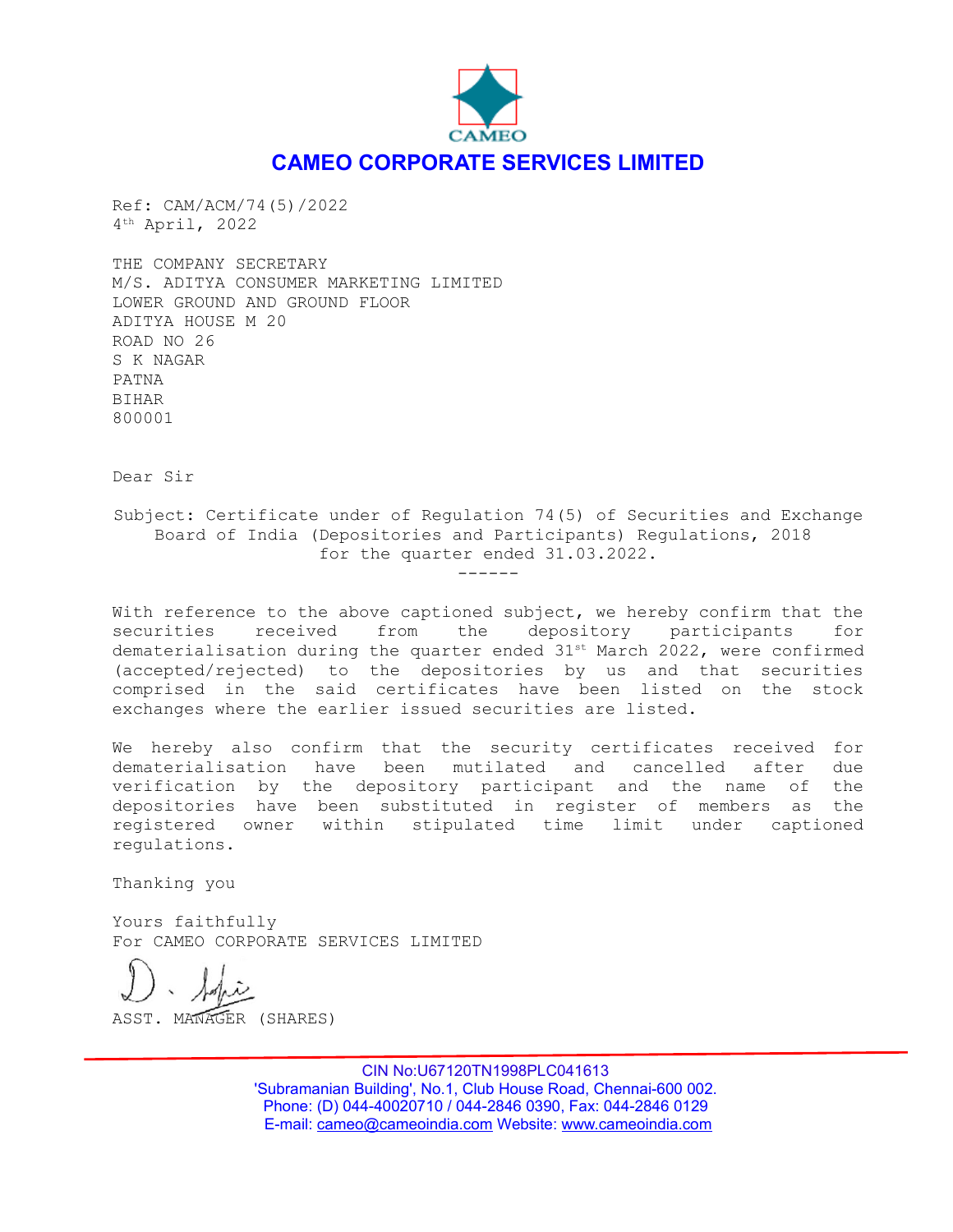CAMEO

# CAMEO CORPORATE SERVICES LIMITED

Ref: CAM/ACM/74(5)/2022
4th April, 2022

THE COMPANY SECRETARY
M/S. ADITYA CONSUMER MARKETING LIMITED
LOWER GROUND AND GROUND FLOOR
ADITYA HOUSE M 20
ROAD NO 26
S K NAGAR
PATNA
BIHAR
800001

Dear Sir

Subject: Certificate under of Regulation 74(5) of Securities and Exchange Board of India (Depositories and Participants) Regulations, 2018 for the quarter ended 31.03.2022.

------

With reference to the above captioned subject, we hereby confirm that the securities received from the depository participants for dematerialisation during the quarter ended 31st March 2022, were confirmed (accepted/rejected) to the depositories by us and that securities comprised in the said certificates have been listed on the stock exchanges where the earlier issued securities are listed.

We hereby also confirm that the security certificates received for dematerialisation have been mutilated and cancelled after due verification by the depository participant and the name of the depositories have been substituted in register of members as the registered owner within stipulated time limit under captioned regulations.

Thanking you

Yours faithfully
For CAMEO CORPORATE SERVICES LIMITED

ASST. MANAGER (SHARES)

CIN No:U67120TN1998PLC041613
'Subramanian Building', No.1, Club House Road, Chennai-600 002.
Phone: (D) 044-40020710 / 044-2846 0390, Fax: 044-2846 0129
E-mail: cameo@cameoindia.com Website: www.cameoindia.com